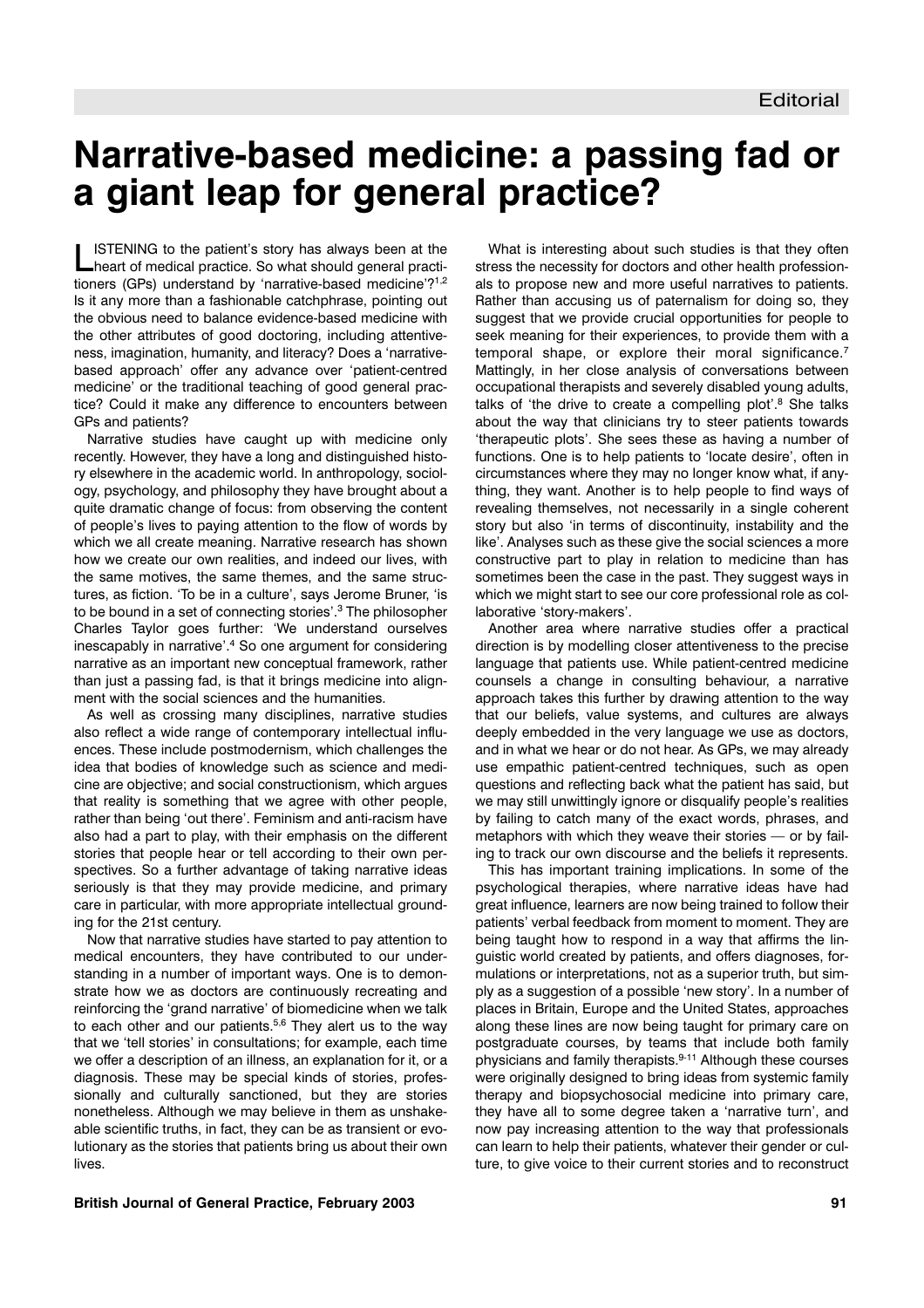Editorial

# Narrative-based medicine: a passing fad or a giant leap for general practice?

LISTENING to the patient's story has always been at the heart of medical practice. So what should general practitioners (GPs) understand by 'narrative-based medicine'?[1,2] Is it any more than a fashionable catchphrase, pointing out the obvious need to balance evidence-based medicine with the other attributes of good doctoring, including attentiveness, imagination, humanity, and literacy? Does a 'narrative-based approach' offer any advance over 'patient-centred medicine' or the traditional teaching of good general practice? Could it make any difference to encounters between GPs and patients?

Narrative studies have caught up with medicine only recently. However, they have a long and distinguished history elsewhere in the academic world. In anthropology, sociology, psychology, and philosophy they have brought about a quite dramatic change of focus: from observing the content of people's lives to paying attention to the flow of words by which we all create meaning. Narrative research has shown how we create our own realities, and indeed our lives, with the same motives, the same themes, and the same structures, as fiction. 'To be in a culture', says Jerome Bruner, 'is to be bound in a set of connecting stories'.[3] The philosopher Charles Taylor goes further: 'We understand ourselves inescapably in narrative'.[4] So one argument for considering narrative as an important new conceptual framework, rather than just a passing fad, is that it brings medicine into alignment with the social sciences and the humanities.

As well as crossing many disciplines, narrative studies also reflect a wide range of contemporary intellectual influences. These include postmodernism, which challenges the idea that bodies of knowledge such as science and medicine are objective; and social constructionism, which argues that reality is something that we agree with other people, rather than being 'out there'. Feminism and anti-racism have also had a part to play, with their emphasis on the different stories that people hear or tell according to their own perspectives. So a further advantage of taking narrative ideas seriously is that they may provide medicine, and primary care in particular, with more appropriate intellectual grounding for the 21st century.

Now that narrative studies have started to pay attention to medical encounters, they have contributed to our understanding in a number of important ways. One is to demonstrate how we as doctors are continuously recreating and reinforcing the 'grand narrative' of biomedicine when we talk to each other and our patients.[5,6] They alert us to the way that we 'tell stories' in consultations; for example, each time we offer a description of an illness, an explanation for it, or a diagnosis. These may be special kinds of stories, professionally and culturally sanctioned, but they are stories nonetheless. Although we may believe in them as unshakeable scientific truths, in fact, they can be as transient or evolutionary as the stories that patients bring us about their own lives.

What is interesting about such studies is that they often stress the necessity for doctors and other health professionals to propose new and more useful narratives to patients. Rather than accusing us of paternalism for doing so, they suggest that we provide crucial opportunities for people to seek meaning for their experiences, to provide them with a temporal shape, or explore their moral significance.[7] Mattingly, in her close analysis of conversations between occupational therapists and severely disabled young adults, talks of 'the drive to create a compelling plot'.[8] She talks about the way that clinicians try to steer patients towards 'therapeutic plots'. She sees these as having a number of functions. One is to help patients to 'locate desire', often in circumstances where they may no longer know what, if anything, they want. Another is to help people to find ways of revealing themselves, not necessarily in a single coherent story but also 'in terms of discontinuity, instability and the like'. Analyses such as these give the social sciences a more constructive part to play in relation to medicine than has sometimes been the case in the past. They suggest ways in which we might start to see our core professional role as collaborative 'story-makers'.

Another area where narrative studies offer a practical direction is by modelling closer attentiveness to the precise language that patients use. While patient-centred medicine counsels a change in consulting behaviour, a narrative approach takes this further by drawing attention to the way that our beliefs, value systems, and cultures are always deeply embedded in the very language we use as doctors, and in what we hear or do not hear. As GPs, we may already use empathic patient-centred techniques, such as open questions and reflecting back what the patient has said, but we may still unwittingly ignore or disqualify people's realities by failing to catch many of the exact words, phrases, and metaphors with which they weave their stories — or by failing to track our own discourse and the beliefs it represents.

This has important training implications. In some of the psychological therapies, where narrative ideas have had great influence, learners are now being trained to follow their patients' verbal feedback from moment to moment. They are being taught how to respond in a way that affirms the linguistic world created by patients, and offers diagnoses, formulations or interpretations, not as a superior truth, but simply as a suggestion of a possible 'new story'. In a number of places in Britain, Europe and the United States, approaches along these lines are now being taught for primary care on postgraduate courses, by teams that include both family physicians and family therapists.[9-11] Although these courses were originally designed to bring ideas from systemic family therapy and biopsychosocial medicine into primary care, they have all to some degree taken a 'narrative turn', and now pay increasing attention to the way that professionals can learn to help their patients, whatever their gender or culture, to give voice to their current stories and to reconstruct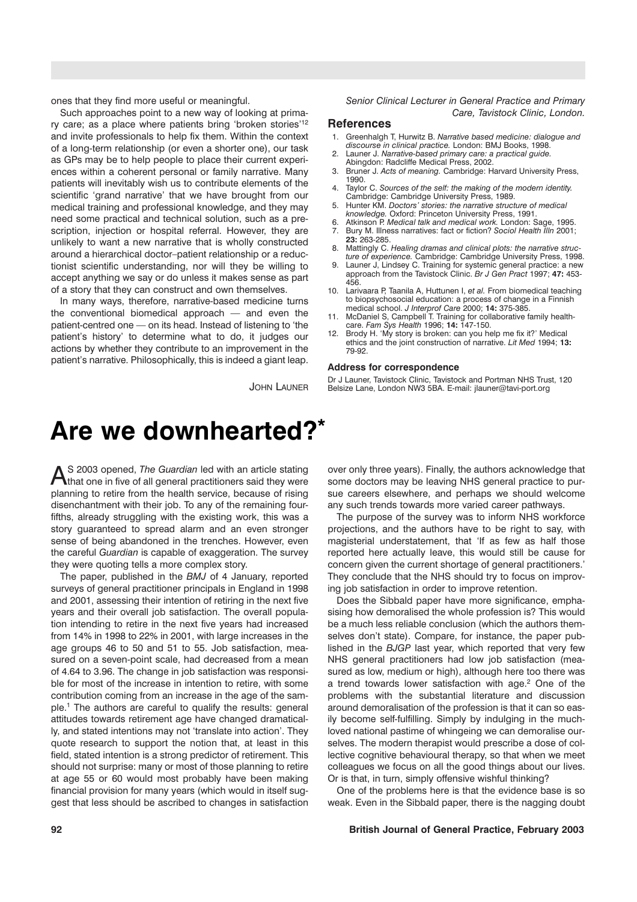ones that they find more useful or meaningful.

Such approaches point to a new way of looking at primary care; as a place where patients bring 'broken stories'[12] and invite professionals to help fix them. Within the context of a long-term relationship (or even a shorter one), our task as GPs may be to help people to place their current experiences within a coherent personal or family narrative. Many patients will inevitably wish us to contribute elements of the scientific 'grand narrative' that we have brought from our medical training and professional knowledge, and they may need some practical and technical solution, such as a prescription, injection or hospital referral. However, they are unlikely to want a new narrative that is wholly constructed around a hierarchical doctor–patient relationship or a reductionist scientific understanding, nor will they be willing to accept anything we say or do unless it makes sense as part of a story that they can construct and own themselves.

In many ways, therefore, narrative-based medicine turns the conventional biomedical approach — and even the patient-centred one — on its head. Instead of listening to 'the patient's history' to determine what to do, it judges our actions by whether they contribute to an improvement in the patient's narrative. Philosophically, this is indeed a giant leap.

JOHN LAUNER

*Senior Clinical Lecturer in General Practice and Primary Care, Tavistock Clinic, London.*

### References

1. Greenhalgh T, Hurwitz B. *Narrative based medicine: dialogue and discourse in clinical practice.* London: BMJ Books, 1998.
2. Launer J. *Narrative-based primary care: a practical guide.* Abingdon: Radcliffe Medical Press, 2002.
3. Bruner J. *Acts of meaning.* Cambridge: Harvard University Press, 1990.
4. Taylor C. *Sources of the self: the making of the modern identity.* Cambridge: Cambridge University Press, 1989.
5. Hunter KM. *Doctors' stories: the narrative structure of medical knowledge.* Oxford: Princeton University Press, 1991.
6. Atkinson P. *Medical talk and medical work.* London: Sage, 1995.
7. Bury M. Illness narratives: fact or fiction? *Sociol Health Illn* 2001; **23:** 263-285.
8. Mattingly C. *Healing dramas and clinical plots: the narrative structure of experience.* Cambridge: Cambridge University Press, 1998.
9. Launer J, Lindsey C. Training for systemic general practice: a new approach from the Tavistock Clinic. *Br J Gen Pract* 1997; **47:** 453-456.
10. Larivaara P, Taanila A, Huttunen I, *et al.* From biomedical teaching to biopsychosocial education: a process of change in a Finnish medical school. *J Interprof Care* 2000; **14:** 375-385.
11. McDaniel S, Campbell T. Training for collaborative family healthcare. *Fam Sys Health* 1996; **14:** 147-150.
12. Brody H. 'My story is broken: can you help me fix it?' Medical ethics and the joint construction of narrative. *Lit Med* 1994; **13:** 79-92.

#### Address for correspondence

Dr J Launer, Tavistock Clinic, Tavistock and Portman NHS Trust, 120 Belsize Lane, London NW3 5BA. E-mail: jlauner@tavi-port.org

# Are we downhearted?*

As 2003 opened, *The Guardian* led with an article stating that one in five of all general practitioners said they were planning to retire from the health service, because of rising disenchantment with their job. To any of the remaining four-fifths, already struggling with the existing work, this was a story guaranteed to spread alarm and an even stronger sense of being abandoned in the trenches. However, even the careful *Guardian* is capable of exaggeration. The survey they were quoting tells a more complex story.

The paper, published in the *BMJ* of 4 January, reported surveys of general practitioner principals in England in 1998 and 2001, assessing their intention of retiring in the next five years and their overall job satisfaction. The overall population intending to retire in the next five years had increased from 14% in 1998 to 22% in 2001, with large increases in the age groups 46 to 50 and 51 to 55. Job satisfaction, measured on a seven-point scale, had decreased from a mean of 4.64 to 3.96. The change in job satisfaction was responsible for most of the increase in intention to retire, with some contribution coming from an increase in the age of the sample.[1] The authors are careful to qualify the results: general attitudes towards retirement age have changed dramatically, and stated intentions may not 'translate into action'. They quote research to support the notion that, at least in this field, stated intention is a strong predictor of retirement. This should not surprise: many or most of those planning to retire at age 55 or 60 would most probably have been making financial provision for many years (which would in itself suggest that less should be ascribed to changes in satisfaction over only three years). Finally, the authors acknowledge that some doctors may be leaving NHS general practice to pursue careers elsewhere, and perhaps we should welcome any such trends towards more varied career pathways.

The purpose of the survey was to inform NHS workforce projections, and the authors have to be right to say, with magisterial understatement, that 'If as few as half those reported here actually leave, this would still be cause for concern given the current shortage of general practitioners.' They conclude that the NHS should try to focus on improving job satisfaction in order to improve retention.

Does the Sibbald paper have more significance, emphasising how demoralised the whole profession is? This would be a much less reliable conclusion (which the authors themselves don't state). Compare, for instance, the paper published in the *BJGP* last year, which reported that very few NHS general practitioners had low job satisfaction (measured as low, medium or high), although here too there was a trend towards lower satisfaction with age.[2] One of the problems with the substantial literature and discussion around demoralisation of the profession is that it can so easily become self-fulfilling. Simply by indulging in the much-loved national pastime of whingeing we can demoralise ourselves. The modern therapist would prescribe a dose of collective cognitive behavioural therapy, so that when we meet colleagues we focus on all the good things about our lives. Or is that, in turn, simply offensive wishful thinking?

One of the problems here is that the evidence base is so weak. Even in the Sibbald paper, there is the nagging doubt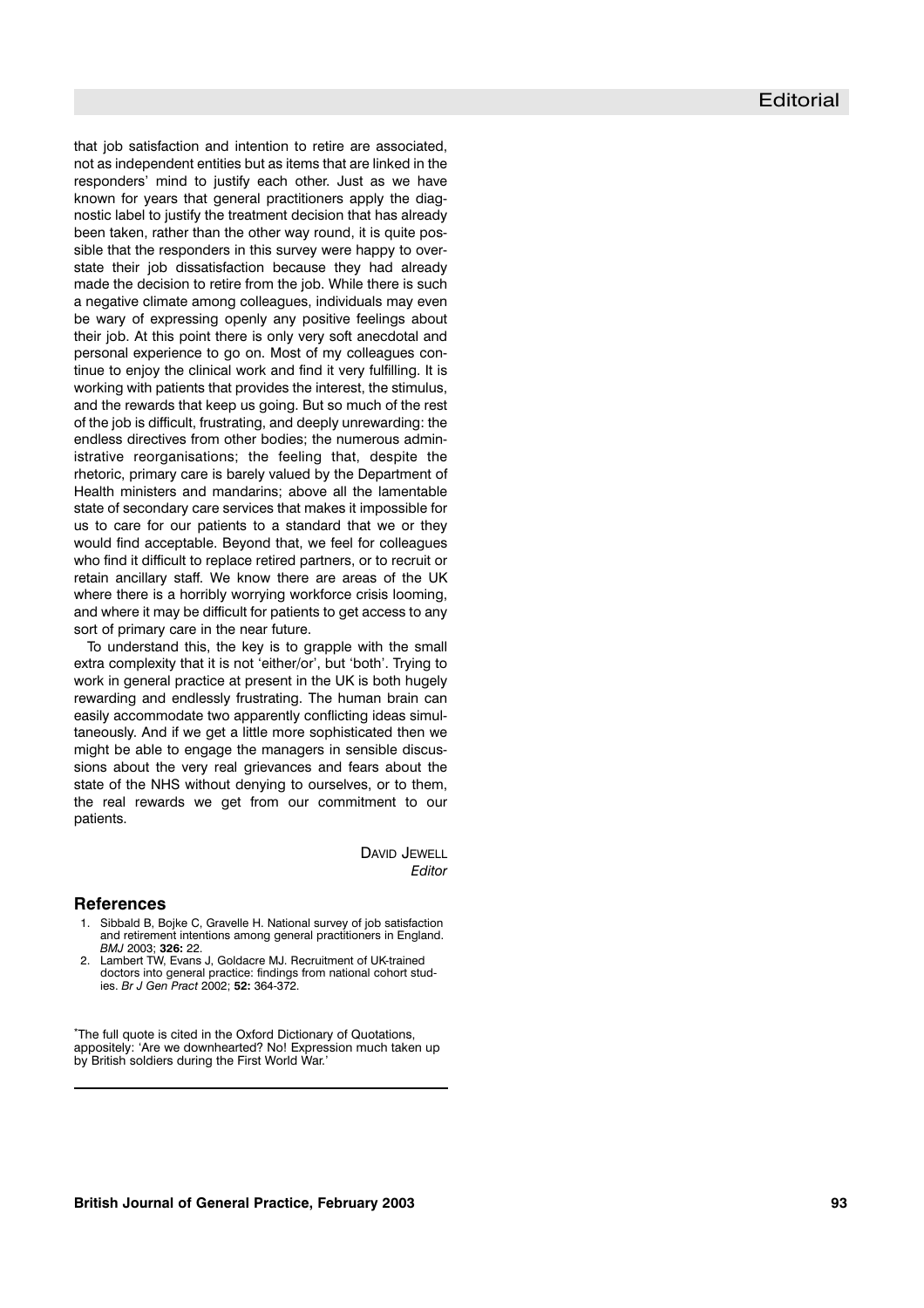that job satisfaction and intention to retire are associated, not as independent entities but as items that are linked in the responders' mind to justify each other. Just as we have known for years that general practitioners apply the diagnostic label to justify the treatment decision that has already been taken, rather than the other way round, it is quite possible that the responders in this survey were happy to overstate their job dissatisfaction because they had already made the decision to retire from the job. While there is such a negative climate among colleagues, individuals may even be wary of expressing openly any positive feelings about their job. At this point there is only very soft anecdotal and personal experience to go on. Most of my colleagues continue to enjoy the clinical work and find it very fulfilling. It is working with patients that provides the interest, the stimulus, and the rewards that keep us going. But so much of the rest of the job is difficult, frustrating, and deeply unrewarding: the endless directives from other bodies; the numerous administrative reorganisations; the feeling that, despite the rhetoric, primary care is barely valued by the Department of Health ministers and mandarins; above all the lamentable state of secondary care services that makes it impossible for us to care for our patients to a standard that we or they would find acceptable. Beyond that, we feel for colleagues who find it difficult to replace retired partners, or to recruit or retain ancillary staff. We know there are areas of the UK where there is a horribly worrying workforce crisis looming, and where it may be difficult for patients to get access to any sort of primary care in the near future.

To understand this, the key is to grapple with the small extra complexity that it is not 'either/or', but 'both'. Trying to work in general practice at present in the UK is both hugely rewarding and endlessly frustrating. The human brain can easily accommodate two apparently conflicting ideas simultaneously. And if we get a little more sophisticated then we might be able to engage the managers in sensible discussions about the very real grievances and fears about the state of the NHS without denying to ourselves, or to them, the real rewards we get from our commitment to our patients.

DAVID JEWELL
*Editor*

## References

1. Sibbald B, Bojke C, Gravelle H. National survey of job satisfaction and retirement intentions among general practitioners in England. *BMJ* 2003; **326:** 22.
2. Lambert TW, Evans J, Goldacre MJ. Recruitment of UK-trained doctors into general practice: findings from national cohort studies. *Br J Gen Pract* 2002; **52:** 364-372.

*The full quote is cited in the Oxford Dictionary of Quotations, appositely: 'Are we downhearted? No! Expression much taken up by British soldiers during the First World War.'